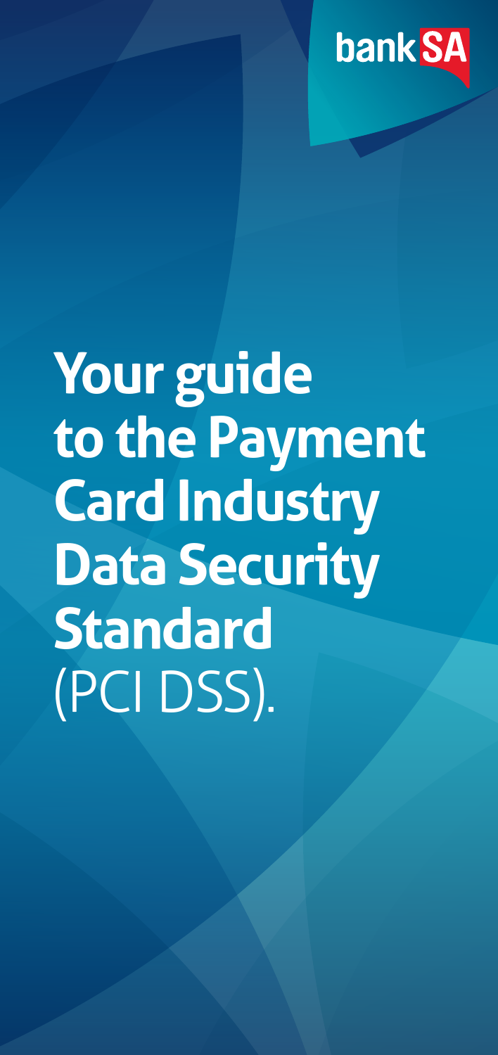bankSA

# Your guide to the Payment Card Industry Data Security Standard (PCI DSS).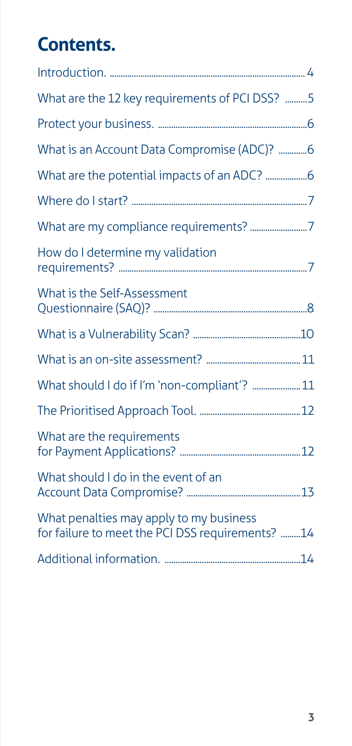# Contents.

| | |
|---|---|
| Introduction. | 4 |
| What are the 12 key requirements of PCI DSS? | 5 |
| Protect your business. | 6 |
| What is an Account Data Compromise (ADC)? | 6 |
| What are the potential impacts of an ADC? | 6 |
| Where do I start? | 7 |
| What are my compliance requirements? | 7 |
| How do I determine my validation requirements? | 7 |
| What is the Self-Assessment Questionnaire (SAQ)? | 8 |
| What is a Vulnerability Scan? | 10 |
| What is an on-site assessment? | 11 |
| What should I do if I'm 'non-compliant'? | 11 |
| The Prioritised Approach Tool. | 12 |
| What are the requirements for Payment Applications? | 12 |
| What should I do in the event of an Account Data Compromise? | 13 |
| What penalties may apply to my business for failure to meet the PCI DSS requirements? | 14 |
| Additional information. | 14 |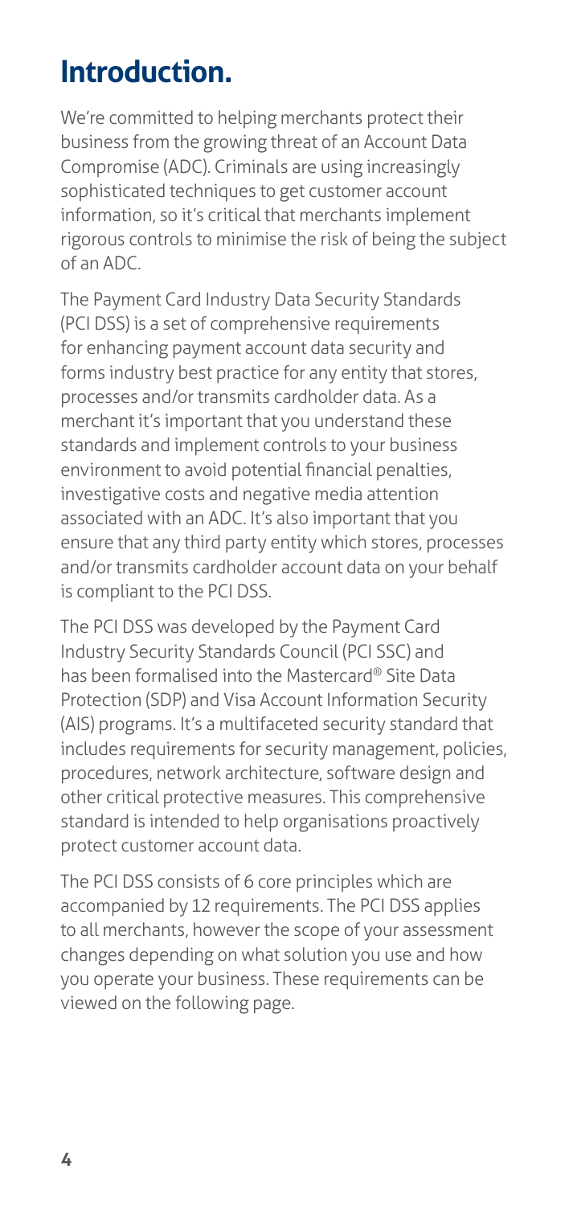# Introduction.

We're committed to helping merchants protect their business from the growing threat of an Account Data Compromise (ADC). Criminals are using increasingly sophisticated techniques to get customer account information, so it's critical that merchants implement rigorous controls to minimise the risk of being the subject of an ADC.

The Payment Card Industry Data Security Standards (PCI DSS) is a set of comprehensive requirements for enhancing payment account data security and forms industry best practice for any entity that stores, processes and/or transmits cardholder data. As a merchant it's important that you understand these standards and implement controls to your business environment to avoid potential financial penalties, investigative costs and negative media attention associated with an ADC. It's also important that you ensure that any third party entity which stores, processes and/or transmits cardholder account data on your behalf is compliant to the PCI DSS.

The PCI DSS was developed by the Payment Card Industry Security Standards Council (PCI SSC) and has been formalised into the Mastercard® Site Data Protection (SDP) and Visa Account Information Security (AIS) programs. It's a multifaceted security standard that includes requirements for security management, policies, procedures, network architecture, software design and other critical protective measures. This comprehensive standard is intended to help organisations proactively protect customer account data.

The PCI DSS consists of 6 core principles which are accompanied by 12 requirements. The PCI DSS applies to all merchants, however the scope of your assessment changes depending on what solution you use and how you operate your business. These requirements can be viewed on the following page.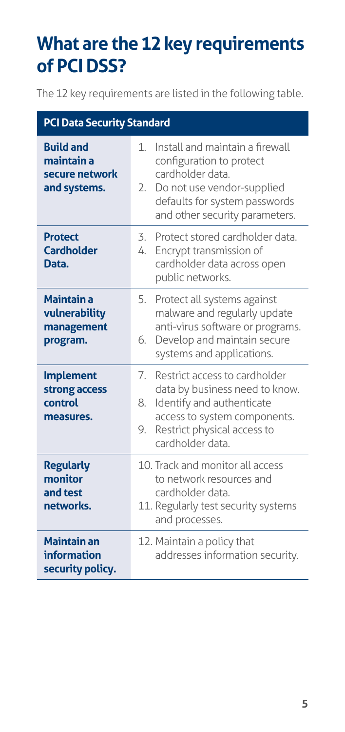# What are the 12 key requirements of PCI DSS?

The 12 key requirements are listed in the following table.

| PCI Data Security Standard | |
|---|---|
| **Build and maintain a secure network and systems.** | 1. Install and maintain a firewall configuration to protect cardholder data.<br>2. Do not use vendor-supplied defaults for system passwords and other security parameters. |
| **Protect Cardholder Data.** | 3. Protect stored cardholder data.<br>4. Encrypt transmission of cardholder data across open public networks. |
| **Maintain a vulnerability management program.** | 5. Protect all systems against malware and regularly update anti-virus software or programs.<br>6. Develop and maintain secure systems and applications. |
| **Implement strong access control measures.** | 7. Restrict access to cardholder data by business need to know.<br>8. Identify and authenticate access to system components.<br>9. Restrict physical access to cardholder data. |
| **Regularly monitor and test networks.** | 10. Track and monitor all access to network resources and cardholder data.<br>11. Regularly test security systems and processes. |
| **Maintain an information security policy.** | 12. Maintain a policy that addresses information security. |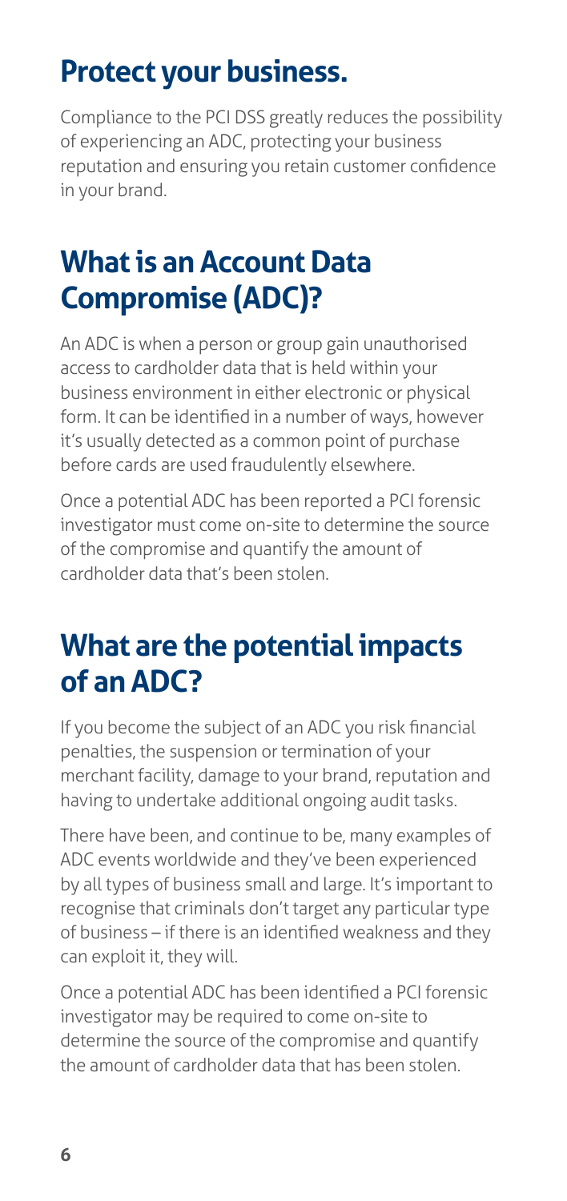## Protect your business.

Compliance to the PCI DSS greatly reduces the possibility of experiencing an ADC, protecting your business reputation and ensuring you retain customer confidence in your brand.

## What is an Account Data Compromise (ADC)?

An ADC is when a person or group gain unauthorised access to cardholder data that is held within your business environment in either electronic or physical form. It can be identified in a number of ways, however it's usually detected as a common point of purchase before cards are used fraudulently elsewhere.

Once a potential ADC has been reported a PCI forensic investigator must come on-site to determine the source of the compromise and quantify the amount of cardholder data that's been stolen.

## What are the potential impacts of an ADC?

If you become the subject of an ADC you risk financial penalties, the suspension or termination of your merchant facility, damage to your brand, reputation and having to undertake additional ongoing audit tasks.

There have been, and continue to be, many examples of ADC events worldwide and they've been experienced by all types of business small and large. It's important to recognise that criminals don't target any particular type of business – if there is an identified weakness and they can exploit it, they will.

Once a potential ADC has been identified a PCI forensic investigator may be required to come on-site to determine the source of the compromise and quantify the amount of cardholder data that has been stolen.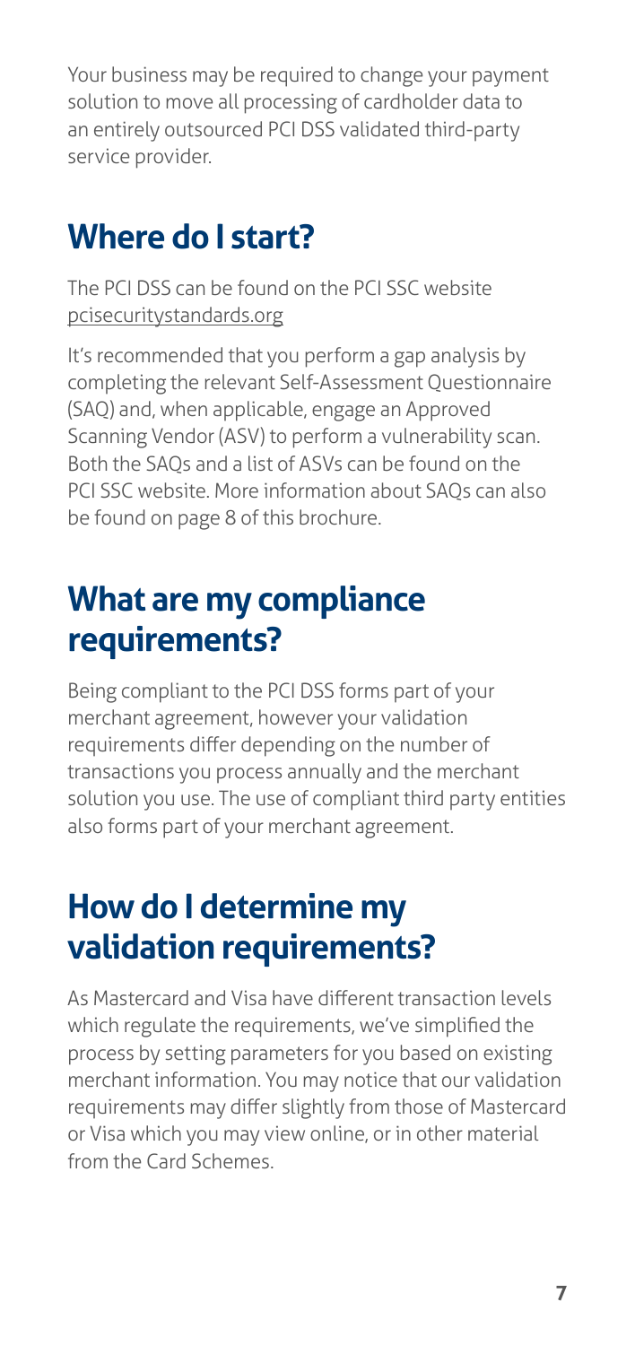Your business may be required to change your payment solution to move all processing of cardholder data to an entirely outsourced PCI DSS validated third-party service provider.

## Where do I start?

The PCI DSS can be found on the PCI SSC website pcisecuritystandards.org

It's recommended that you perform a gap analysis by completing the relevant Self-Assessment Questionnaire (SAQ) and, when applicable, engage an Approved Scanning Vendor (ASV) to perform a vulnerability scan. Both the SAQs and a list of ASVs can be found on the PCI SSC website. More information about SAQs can also be found on page 8 of this brochure.

## What are my compliance requirements?

Being compliant to the PCI DSS forms part of your merchant agreement, however your validation requirements differ depending on the number of transactions you process annually and the merchant solution you use. The use of compliant third party entities also forms part of your merchant agreement.

## How do I determine my validation requirements?

As Mastercard and Visa have different transaction levels which regulate the requirements, we've simplified the process by setting parameters for you based on existing merchant information. You may notice that our validation requirements may differ slightly from those of Mastercard or Visa which you may view online, or in other material from the Card Schemes.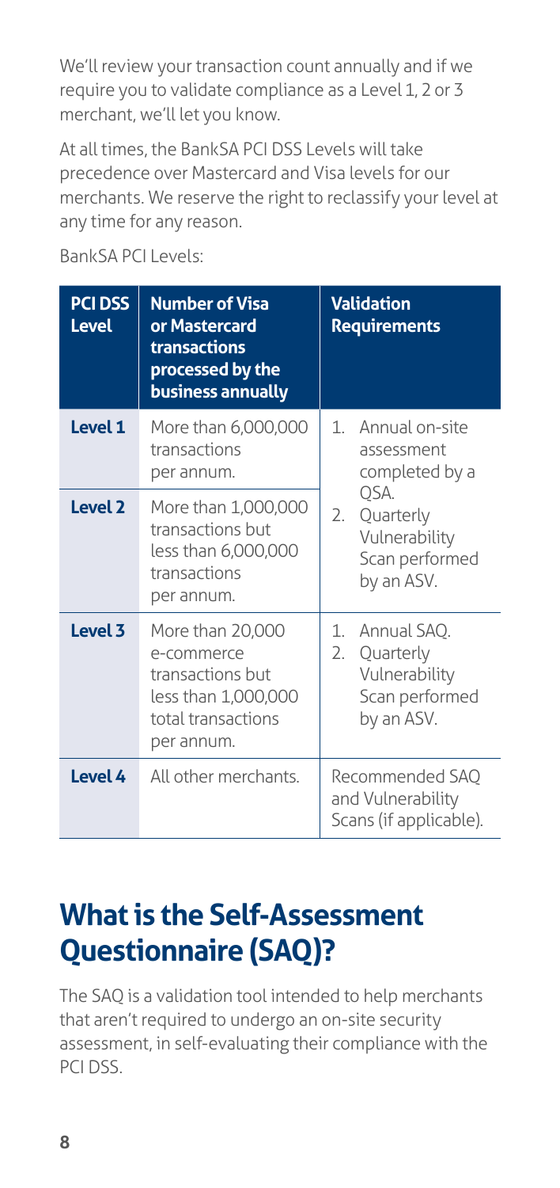We'll review your transaction count annually and if we require you to validate compliance as a Level 1, 2 or 3 merchant, we'll let you know.

At all times, the BankSA PCI DSS Levels will take precedence over Mastercard and Visa levels for our merchants. We reserve the right to reclassify your level at any time for any reason.

BankSA PCI Levels:

| PCI DSS Level | Number of Visa or Mastercard transactions processed by the business annually | Validation Requirements |
|---|---|---|
| **Level 1** | More than 6,000,000 transactions per annum. | 1. Annual on-site assessment completed by a QSA.<br>2. Quarterly Vulnerability Scan performed by an ASV. |
| **Level 2** | More than 1,000,000 transactions but less than 6,000,000 transactions per annum. | |
| **Level 3** | More than 20,000 e-commerce transactions but less than 1,000,000 total transactions per annum. | 1. Annual SAQ.<br>2. Quarterly Vulnerability Scan performed by an ASV. |
| **Level 4** | All other merchants. | Recommended SAQ and Vulnerability Scans (if applicable). |

# What is the Self-Assessment Questionnaire (SAQ)?

The SAQ is a validation tool intended to help merchants that aren't required to undergo an on-site security assessment, in self-evaluating their compliance with the PCI DSS.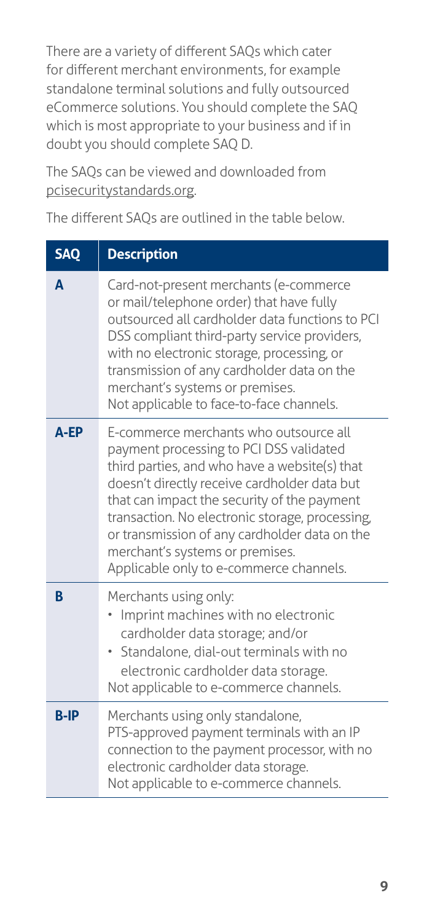There are a variety of different SAQs which cater for different merchant environments, for example standalone terminal solutions and fully outsourced eCommerce solutions. You should complete the SAQ which is most appropriate to your business and if in doubt you should complete SAQ D.

The SAQs can be viewed and downloaded from pcisecuritystandards.org.

The different SAQs are outlined in the table below.

| SAQ | Description |
|---|---|
| **A** | Card-not-present merchants (e-commerce or mail/telephone order) that have fully outsourced all cardholder data functions to PCI DSS compliant third-party service providers, with no electronic storage, processing, or transmission of any cardholder data on the merchant's systems or premises.<br>Not applicable to face-to-face channels. |
| **A-EP** | E-commerce merchants who outsource all payment processing to PCI DSS validated third parties, and who have a website(s) that doesn't directly receive cardholder data but that can impact the security of the payment transaction. No electronic storage, processing, or transmission of any cardholder data on the merchant's systems or premises.<br>Applicable only to e-commerce channels. |
| **B** | Merchants using only:<br>• Imprint machines with no electronic cardholder data storage; and/or<br>• Standalone, dial-out terminals with no electronic cardholder data storage.<br>Not applicable to e-commerce channels. |
| **B-IP** | Merchants using only standalone, PTS-approved payment terminals with an IP connection to the payment processor, with no electronic cardholder data storage.<br>Not applicable to e-commerce channels. |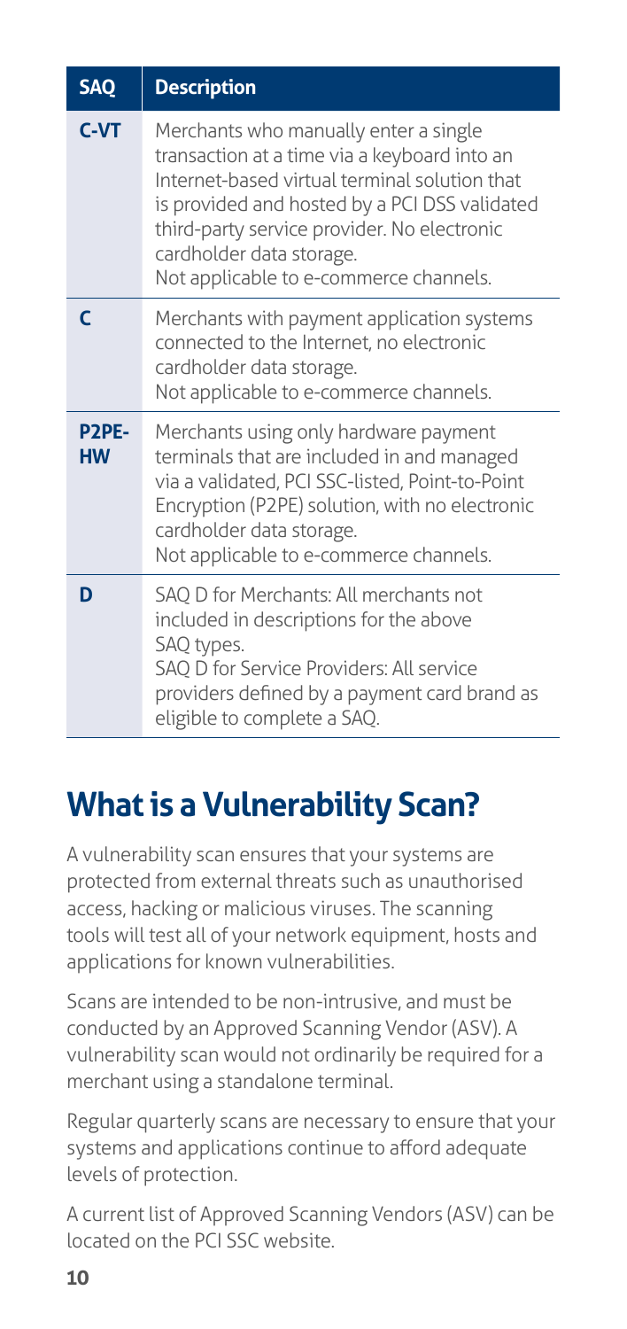| SAQ | Description |
|---|---|
| **C-VT** | Merchants who manually enter a single transaction at a time via a keyboard into an Internet-based virtual terminal solution that is provided and hosted by a PCI DSS validated third-party service provider. No electronic cardholder data storage.<br>Not applicable to e-commerce channels. |
| **C** | Merchants with payment application systems connected to the Internet, no electronic cardholder data storage.<br>Not applicable to e-commerce channels. |
| **P2PE-HW** | Merchants using only hardware payment terminals that are included in and managed via a validated, PCI SSC-listed, Point-to-Point Encryption (P2PE) solution, with no electronic cardholder data storage.<br>Not applicable to e-commerce channels. |
| **D** | SAQ D for Merchants: All merchants not included in descriptions for the above SAQ types.<br>SAQ D for Service Providers: All service providers defined by a payment card brand as eligible to complete a SAQ. |

# What is a Vulnerability Scan?

A vulnerability scan ensures that your systems are protected from external threats such as unauthorised access, hacking or malicious viruses. The scanning tools will test all of your network equipment, hosts and applications for known vulnerabilities.

Scans are intended to be non-intrusive, and must be conducted by an Approved Scanning Vendor (ASV). A vulnerability scan would not ordinarily be required for a merchant using a standalone terminal.

Regular quarterly scans are necessary to ensure that your systems and applications continue to afford adequate levels of protection.

A current list of Approved Scanning Vendors (ASV) can be located on the PCI SSC website.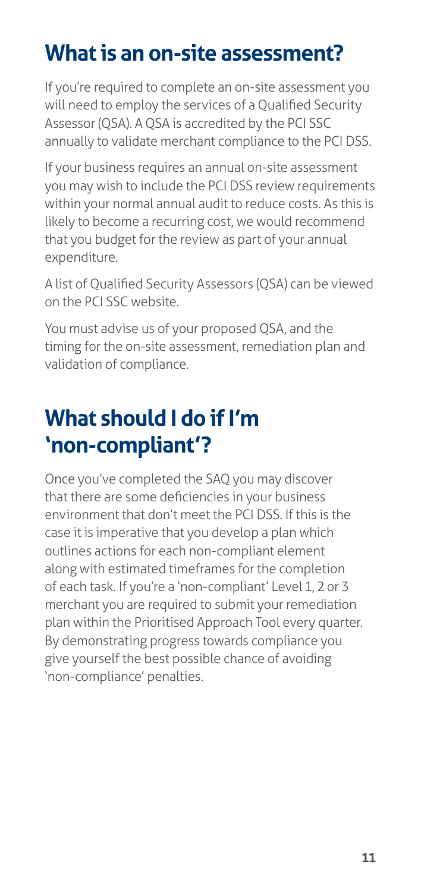## What is an on-site assessment?

If you're required to complete an on-site assessment you will need to employ the services of a Qualified Security Assessor (QSA). A QSA is accredited by the PCI SSC annually to validate merchant compliance to the PCI DSS.

If your business requires an annual on-site assessment you may wish to include the PCI DSS review requirements within your normal annual audit to reduce costs. As this is likely to become a recurring cost, we would recommend that you budget for the review as part of your annual expenditure.

A list of Qualified Security Assessors (QSA) can be viewed on the PCI SSC website.

You must advise us of your proposed QSA, and the timing for the on-site assessment, remediation plan and validation of compliance.

## What should I do if I'm 'non-compliant'?

Once you've completed the SAQ you may discover that there are some deficiencies in your business environment that don't meet the PCI DSS. If this is the case it is imperative that you develop a plan which outlines actions for each non-compliant element along with estimated timeframes for the completion of each task. If you're a 'non-compliant' Level 1, 2 or 3 merchant you are required to submit your remediation plan within the Prioritised Approach Tool every quarter. By demonstrating progress towards compliance you give yourself the best possible chance of avoiding 'non-compliance' penalties.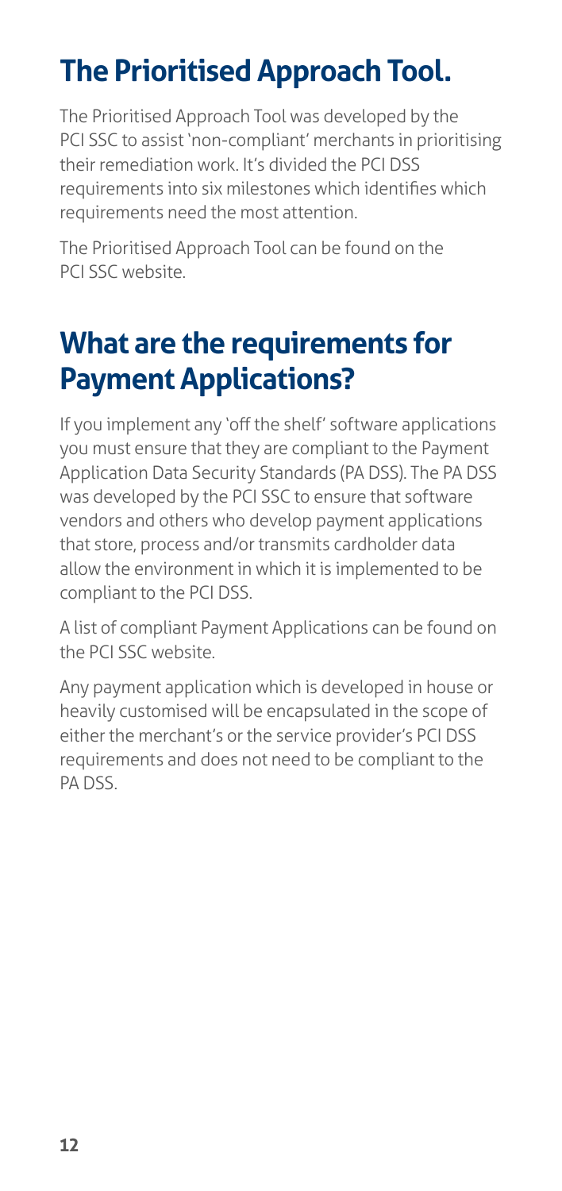## The Prioritised Approach Tool.

The Prioritised Approach Tool was developed by the PCI SSC to assist 'non-compliant' merchants in prioritising their remediation work. It's divided the PCI DSS requirements into six milestones which identifies which requirements need the most attention.

The Prioritised Approach Tool can be found on the PCI SSC website.

## What are the requirements for Payment Applications?

If you implement any 'off the shelf' software applications you must ensure that they are compliant to the Payment Application Data Security Standards (PA DSS). The PA DSS was developed by the PCI SSC to ensure that software vendors and others who develop payment applications that store, process and/or transmits cardholder data allow the environment in which it is implemented to be compliant to the PCI DSS.

A list of compliant Payment Applications can be found on the PCI SSC website.

Any payment application which is developed in house or heavily customised will be encapsulated in the scope of either the merchant's or the service provider's PCI DSS requirements and does not need to be compliant to the PA DSS.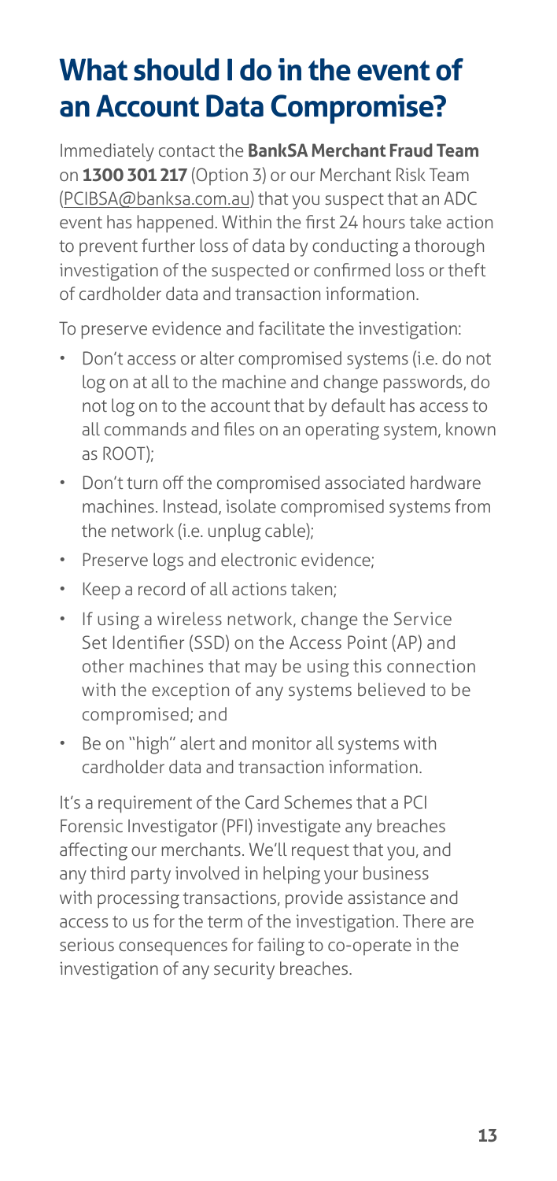# What should I do in the event of an Account Data Compromise?

Immediately contact the **BankSA Merchant Fraud Team** on **1300 301 217** (Option 3) or our Merchant Risk Team (PCIBSA@banksa.com.au) that you suspect that an ADC event has happened. Within the first 24 hours take action to prevent further loss of data by conducting a thorough investigation of the suspected or confirmed loss or theft of cardholder data and transaction information.

To preserve evidence and facilitate the investigation:

- Don't access or alter compromised systems (i.e. do not log on at all to the machine and change passwords, do not log on to the account that by default has access to all commands and files on an operating system, known as ROOT);
- Don't turn off the compromised associated hardware machines. Instead, isolate compromised systems from the network (i.e. unplug cable);
- Preserve logs and electronic evidence;
- Keep a record of all actions taken;
- If using a wireless network, change the Service Set Identifier (SSD) on the Access Point (AP) and other machines that may be using this connection with the exception of any systems believed to be compromised; and
- Be on "high" alert and monitor all systems with cardholder data and transaction information.

It's a requirement of the Card Schemes that a PCI Forensic Investigator (PFI) investigate any breaches affecting our merchants. We'll request that you, and any third party involved in helping your business with processing transactions, provide assistance and access to us for the term of the investigation. There are serious consequences for failing to co-operate in the investigation of any security breaches.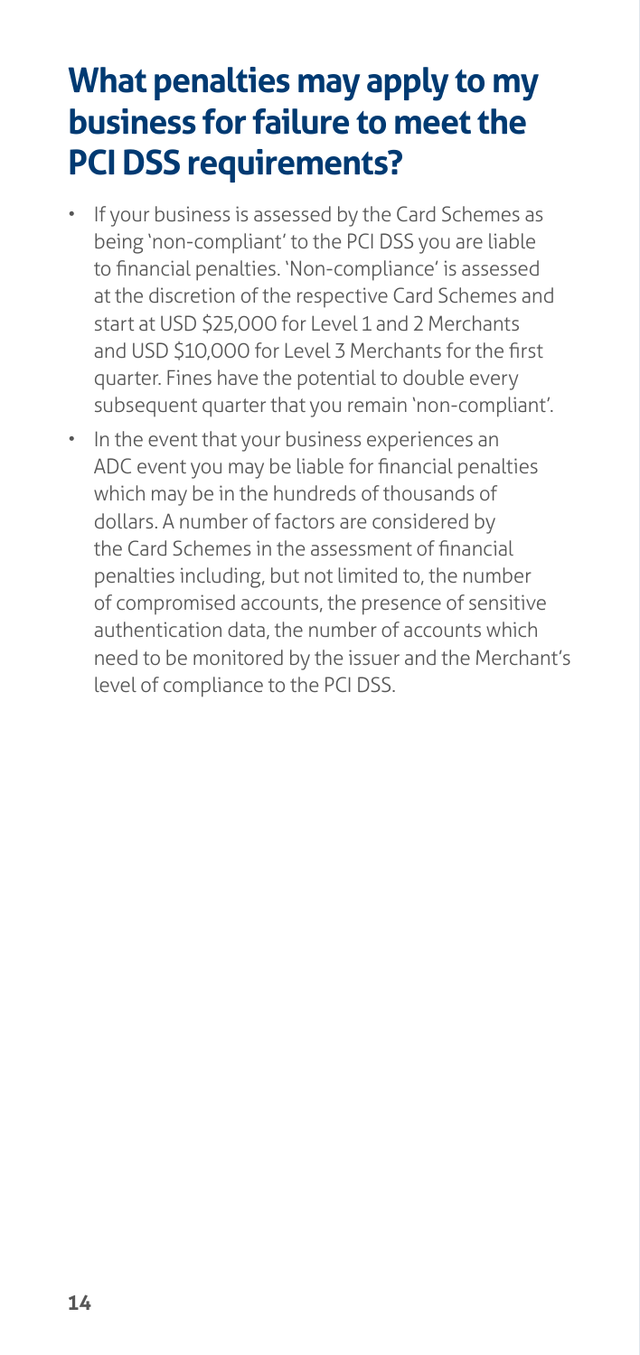# What penalties may apply to my business for failure to meet the PCI DSS requirements?

- If your business is assessed by the Card Schemes as being 'non-compliant' to the PCI DSS you are liable to financial penalties. 'Non-compliance' is assessed at the discretion of the respective Card Schemes and start at USD $25,000 for Level 1 and 2 Merchants and USD $10,000 for Level 3 Merchants for the first quarter. Fines have the potential to double every subsequent quarter that you remain 'non-compliant'.
- In the event that your business experiences an ADC event you may be liable for financial penalties which may be in the hundreds of thousands of dollars. A number of factors are considered by the Card Schemes in the assessment of financial penalties including, but not limited to, the number of compromised accounts, the presence of sensitive authentication data, the number of accounts which need to be monitored by the issuer and the Merchant's level of compliance to the PCI DSS.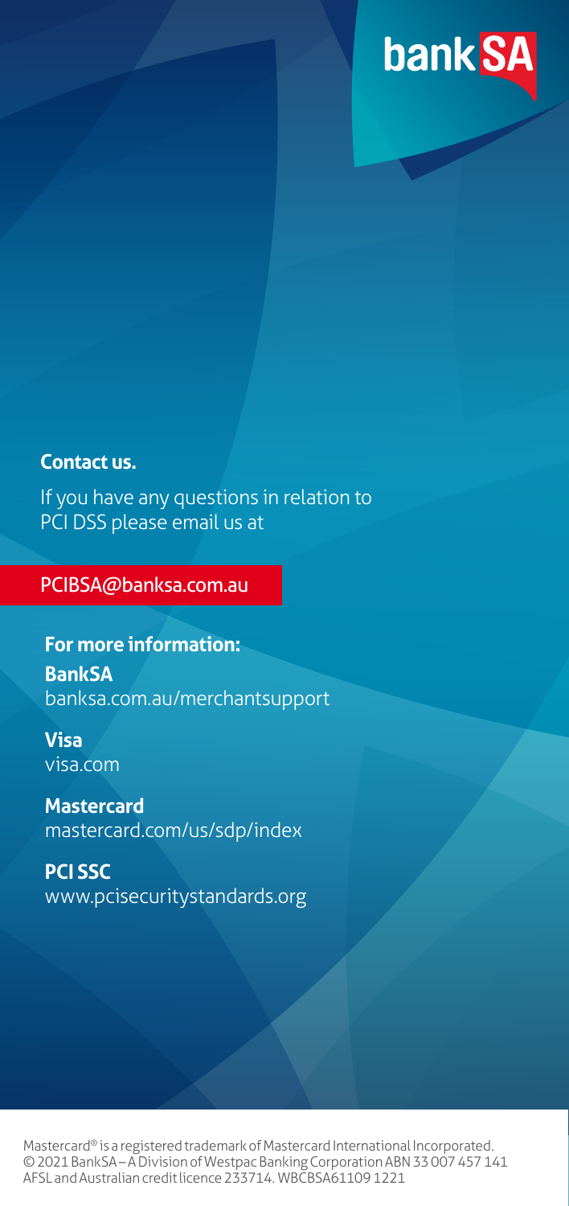bankSA

**Contact us.**

If you have any questions in relation to PCI DSS please email us at

PCIBSA@banksa.com.au

**For more information:**

**BankSA**
banksa.com.au/merchantsupport

**Visa**
visa.com

**Mastercard**
mastercard.com/us/sdp/index

**PCI SSC**
www.pcisecuritystandards.org

Mastercard® is a registered trademark of Mastercard International Incorporated.
© 2021 BankSA – A Division of Westpac Banking Corporation ABN 33 007 457 141
AFSL and Australian credit licence 233714. WBCBSA61109 1221